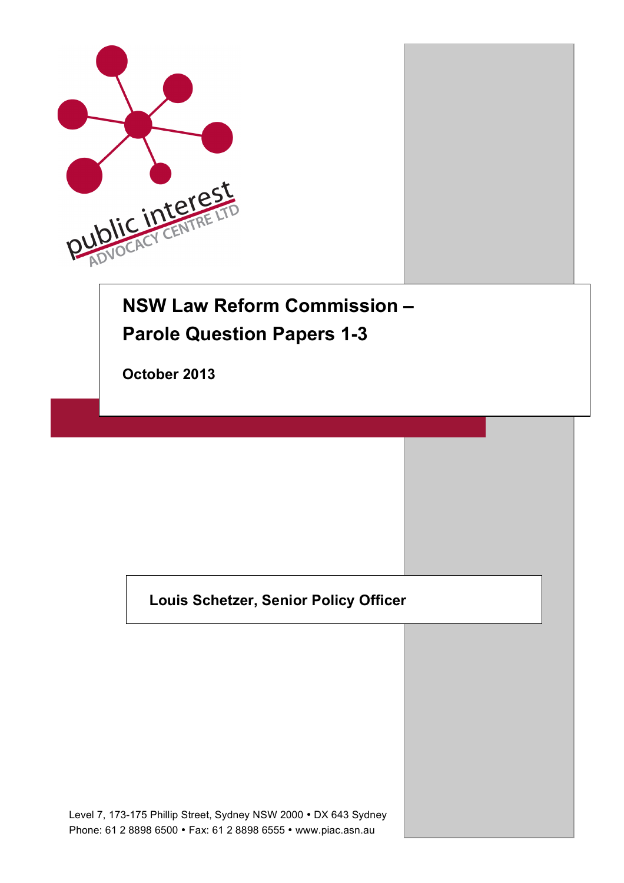# NSW Law Reform Commission – Parole Question Papers 1-3

**October 2013**

**Louis Schetzer, Senior Policy Officer**

Level 7, 173-175 Phillip Street, Sydney NSW 2000 • DX 643 Sydney
Phone: 61 2 8898 6500 • Fax: 61 2 8898 6555 • www.piac.asn.au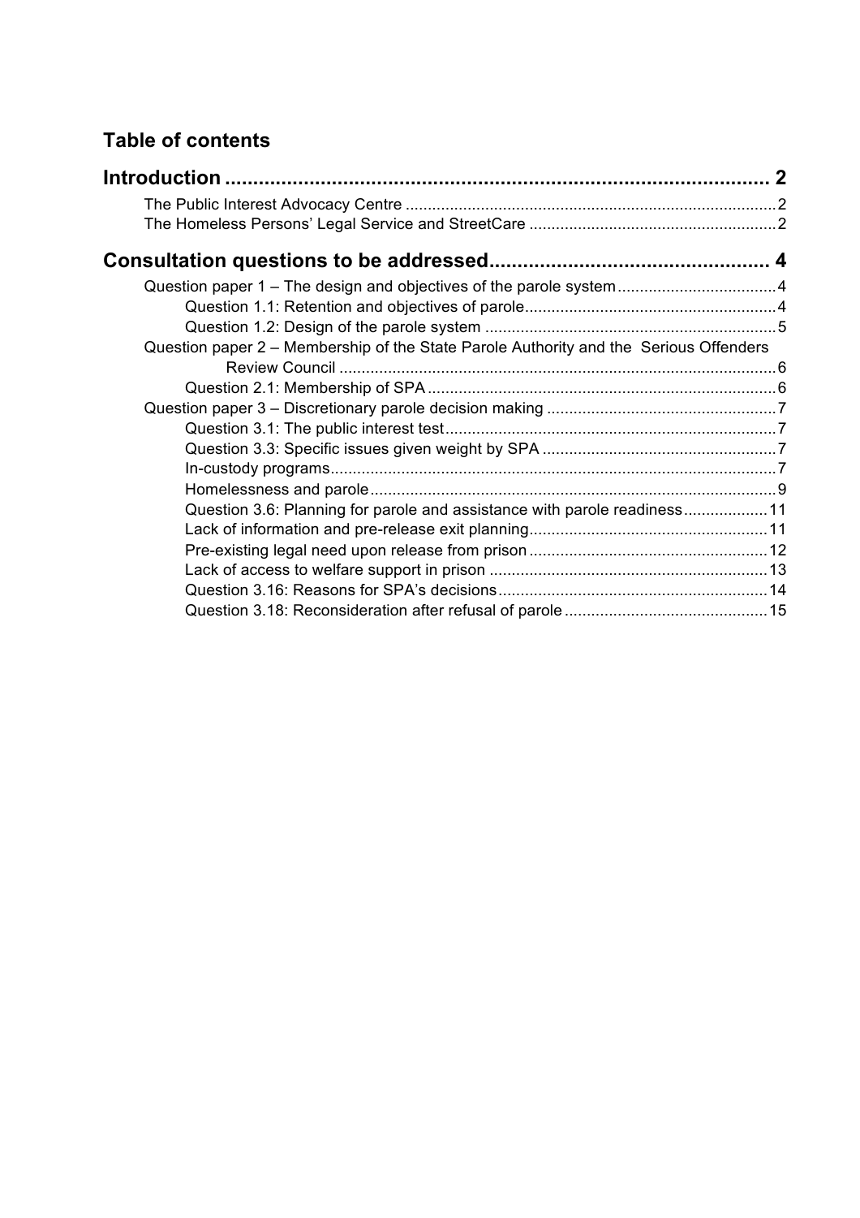## Table of contents

**Introduction .................................................................................................. 2**

The Public Interest Advocacy Centre .................................................................................... 2

The Homeless Persons' Legal Service and StreetCare ....................................................... 2

**Consultation questions to be addressed.................................................. 4**

Question paper 1 – The design and objectives of the parole system .................................... 4

Question 1.1: Retention and objectives of parole ......................................................... 4

Question 1.2: Design of the parole system ................................................................. 5

Question paper 2 – Membership of the State Parole Authority and the Serious Offenders Review Council .................................................................................................. 6

Question 2.1: Membership of SPA .............................................................................. 6

Question paper 3 – Discretionary parole decision making .................................................... 7

Question 3.1: The public interest test ........................................................................... 7

Question 3.3: Specific issues given weight by SPA ..................................................... 7

In-custody programs ..................................................................................................... 7

Homelessness and parole ............................................................................................ 9

Question 3.6: Planning for parole and assistance with parole readiness ................... 11

Lack of information and pre-release exit planning ...................................................... 11

Pre-existing legal need upon release from prison ...................................................... 12

Lack of access to welfare support in prison ............................................................... 13

Question 3.16: Reasons for SPA's decisions ............................................................. 14

Question 3.18: Reconsideration after refusal of parole .............................................. 15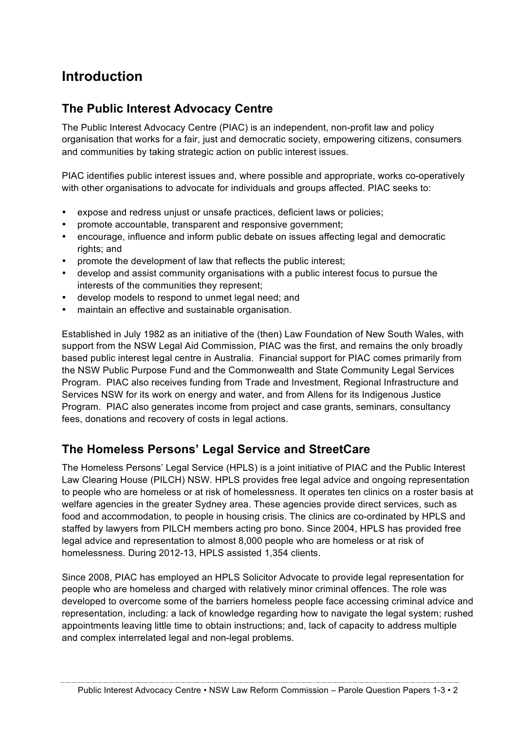# Introduction

## The Public Interest Advocacy Centre

The Public Interest Advocacy Centre (PIAC) is an independent, non-profit law and policy organisation that works for a fair, just and democratic society, empowering citizens, consumers and communities by taking strategic action on public interest issues.

PIAC identifies public interest issues and, where possible and appropriate, works co-operatively with other organisations to advocate for individuals and groups affected. PIAC seeks to:

- expose and redress unjust or unsafe practices, deficient laws or policies;
- promote accountable, transparent and responsive government;
- encourage, influence and inform public debate on issues affecting legal and democratic rights; and
- promote the development of law that reflects the public interest;
- develop and assist community organisations with a public interest focus to pursue the interests of the communities they represent;
- develop models to respond to unmet legal need; and
- maintain an effective and sustainable organisation.

Established in July 1982 as an initiative of the (then) Law Foundation of New South Wales, with support from the NSW Legal Aid Commission, PIAC was the first, and remains the only broadly based public interest legal centre in Australia. Financial support for PIAC comes primarily from the NSW Public Purpose Fund and the Commonwealth and State Community Legal Services Program. PIAC also receives funding from Trade and Investment, Regional Infrastructure and Services NSW for its work on energy and water, and from Allens for its Indigenous Justice Program. PIAC also generates income from project and case grants, seminars, consultancy fees, donations and recovery of costs in legal actions.

## The Homeless Persons' Legal Service and StreetCare

The Homeless Persons' Legal Service (HPLS) is a joint initiative of PIAC and the Public Interest Law Clearing House (PILCH) NSW. HPLS provides free legal advice and ongoing representation to people who are homeless or at risk of homelessness. It operates ten clinics on a roster basis at welfare agencies in the greater Sydney area. These agencies provide direct services, such as food and accommodation, to people in housing crisis. The clinics are co-ordinated by HPLS and staffed by lawyers from PILCH members acting pro bono. Since 2004, HPLS has provided free legal advice and representation to almost 8,000 people who are homeless or at risk of homelessness. During 2012-13, HPLS assisted 1,354 clients.

Since 2008, PIAC has employed an HPLS Solicitor Advocate to provide legal representation for people who are homeless and charged with relatively minor criminal offences. The role was developed to overcome some of the barriers homeless people face accessing criminal advice and representation, including: a lack of knowledge regarding how to navigate the legal system; rushed appointments leaving little time to obtain instructions; and, lack of capacity to address multiple and complex interrelated legal and non-legal problems.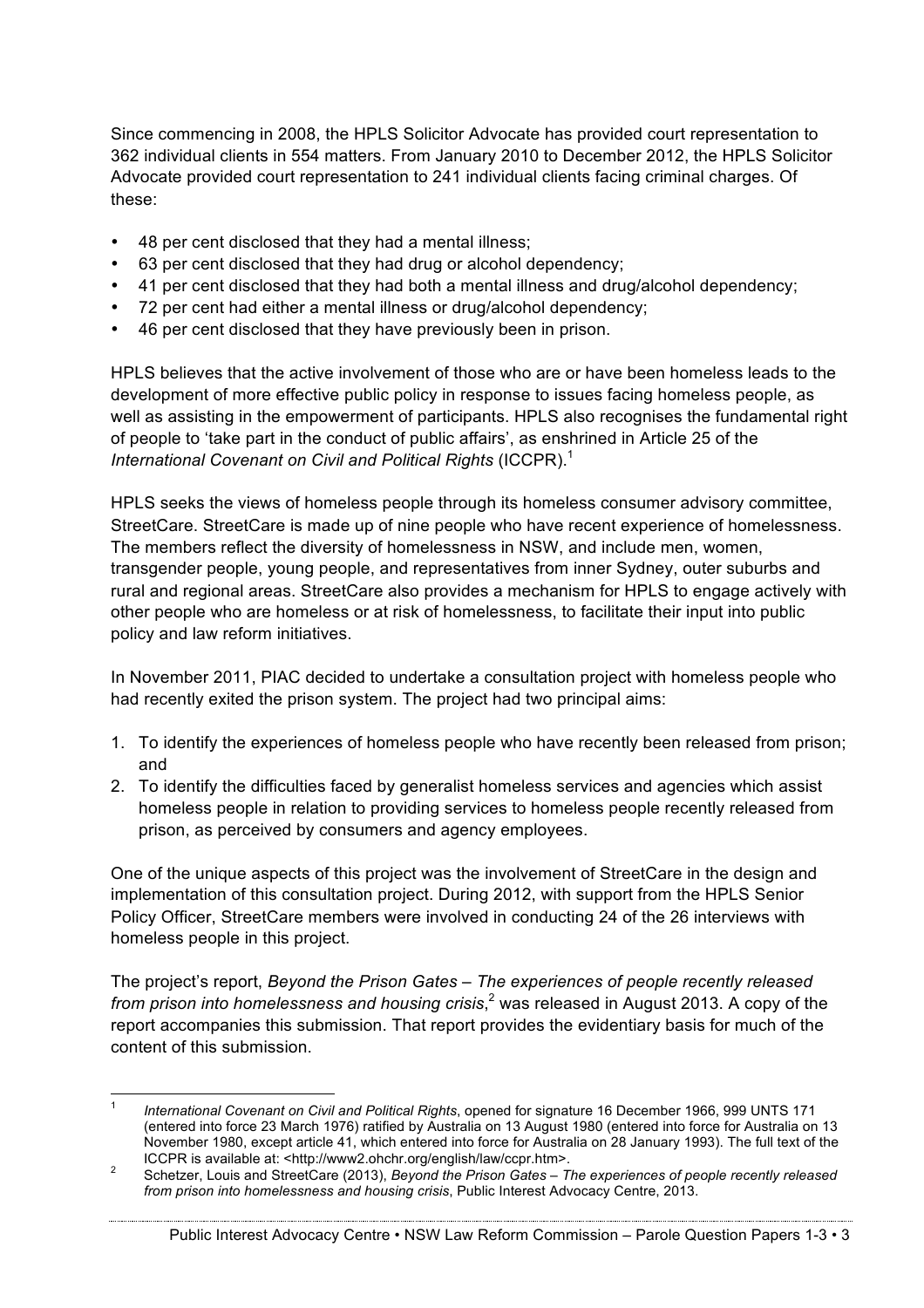Since commencing in 2008, the HPLS Solicitor Advocate has provided court representation to 362 individual clients in 554 matters. From January 2010 to December 2012, the HPLS Solicitor Advocate provided court representation to 241 individual clients facing criminal charges. Of these:

- 48 per cent disclosed that they had a mental illness;
- 63 per cent disclosed that they had drug or alcohol dependency;
- 41 per cent disclosed that they had both a mental illness and drug/alcohol dependency;
- 72 per cent had either a mental illness or drug/alcohol dependency;
- 46 per cent disclosed that they have previously been in prison.

HPLS believes that the active involvement of those who are or have been homeless leads to the development of more effective public policy in response to issues facing homeless people, as well as assisting in the empowerment of participants. HPLS also recognises the fundamental right of people to 'take part in the conduct of public affairs', as enshrined in Article 25 of the *International Covenant on Civil and Political Rights* (ICCPR).[1]

HPLS seeks the views of homeless people through its homeless consumer advisory committee, StreetCare. StreetCare is made up of nine people who have recent experience of homelessness. The members reflect the diversity of homelessness in NSW, and include men, women, transgender people, young people, and representatives from inner Sydney, outer suburbs and rural and regional areas. StreetCare also provides a mechanism for HPLS to engage actively with other people who are homeless or at risk of homelessness, to facilitate their input into public policy and law reform initiatives.

In November 2011, PIAC decided to undertake a consultation project with homeless people who had recently exited the prison system. The project had two principal aims:

1. To identify the experiences of homeless people who have recently been released from prison; and
2. To identify the difficulties faced by generalist homeless services and agencies which assist homeless people in relation to providing services to homeless people recently released from prison, as perceived by consumers and agency employees.

One of the unique aspects of this project was the involvement of StreetCare in the design and implementation of this consultation project. During 2012, with support from the HPLS Senior Policy Officer, StreetCare members were involved in conducting 24 of the 26 interviews with homeless people in this project.

The project's report, *Beyond the Prison Gates – The experiences of people recently released from prison into homelessness and housing crisis*,[2] was released in August 2013. A copy of the report accompanies this submission. That report provides the evidentiary basis for much of the content of this submission.

---

[1] *International Covenant on Civil and Political Rights*, opened for signature 16 December 1966, 999 UNTS 171 (entered into force 23 March 1976) ratified by Australia on 13 August 1980 (entered into force for Australia on 13 November 1980, except article 41, which entered into force for Australia on 28 January 1993). The full text of the ICCPR is available at: <http://www2.ohchr.org/english/law/ccpr.htm>.

[2] Schetzer, Louis and StreetCare (2013), *Beyond the Prison Gates – The experiences of people recently released from prison into homelessness and housing crisis*, Public Interest Advocacy Centre, 2013.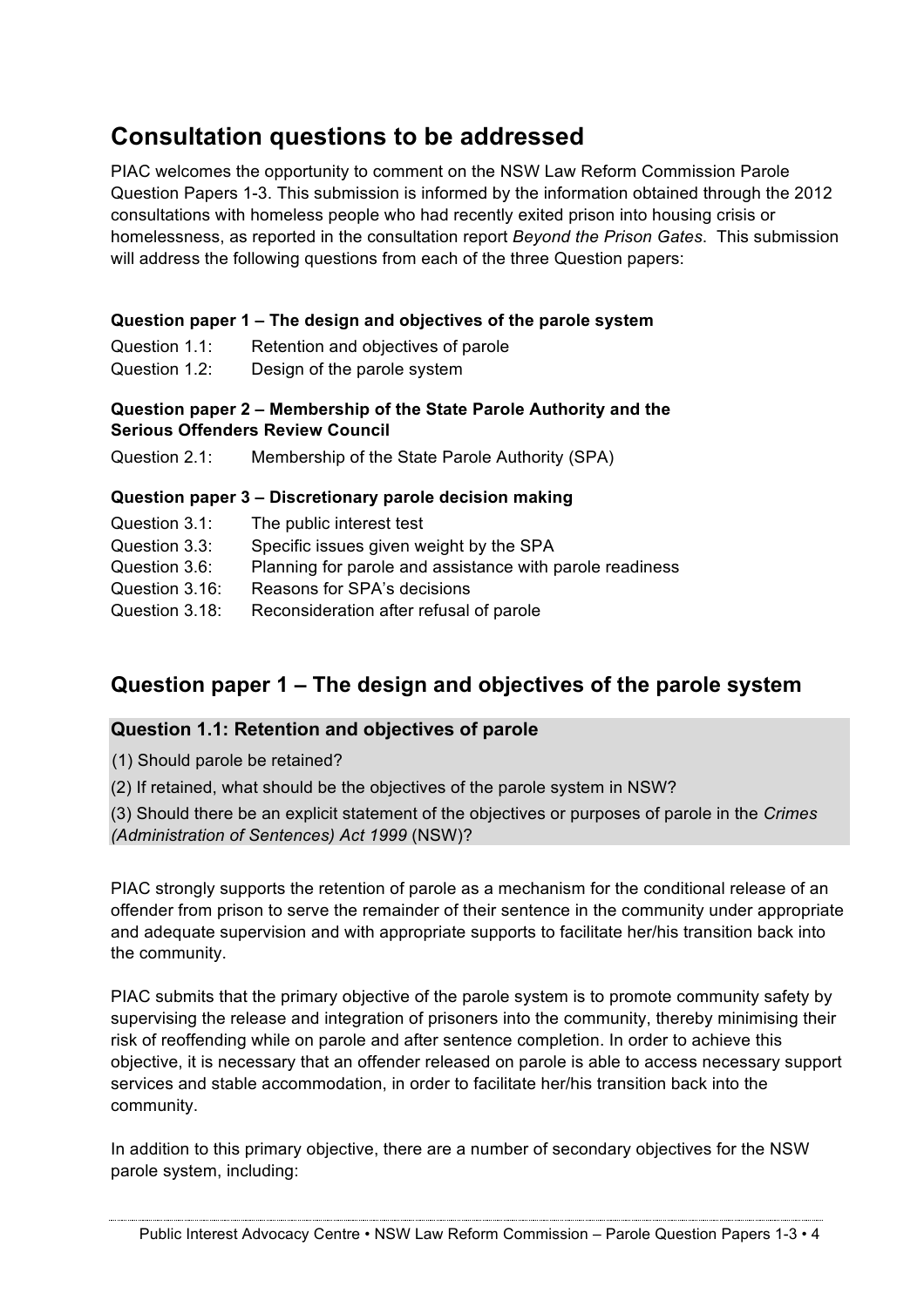## Consultation questions to be addressed

PIAC welcomes the opportunity to comment on the NSW Law Reform Commission Parole Question Papers 1-3. This submission is informed by the information obtained through the 2012 consultations with homeless people who had recently exited prison into housing crisis or homelessness, as reported in the consultation report *Beyond the Prison Gates*. This submission will address the following questions from each of the three Question papers:

**Question paper 1 – The design and objectives of the parole system**

| | |
|---|---|
| Question 1.1: | Retention and objectives of parole |
| Question 1.2: | Design of the parole system |

**Question paper 2 – Membership of the State Parole Authority and the Serious Offenders Review Council**

| | |
|---|---|
| Question 2.1: | Membership of the State Parole Authority (SPA) |

**Question paper 3 – Discretionary parole decision making**

| | |
|---|---|
| Question 3.1: | The public interest test |
| Question 3.3: | Specific issues given weight by the SPA |
| Question 3.6: | Planning for parole and assistance with parole readiness |
| Question 3.16: | Reasons for SPA's decisions |
| Question 3.18: | Reconsideration after refusal of parole |

## Question paper 1 – The design and objectives of the parole system

### Question 1.1: Retention and objectives of parole

(1) Should parole be retained?

(2) If retained, what should be the objectives of the parole system in NSW?

(3) Should there be an explicit statement of the objectives or purposes of parole in the *Crimes (Administration of Sentences) Act 1999* (NSW)?

PIAC strongly supports the retention of parole as a mechanism for the conditional release of an offender from prison to serve the remainder of their sentence in the community under appropriate and adequate supervision and with appropriate supports to facilitate her/his transition back into the community.

PIAC submits that the primary objective of the parole system is to promote community safety by supervising the release and integration of prisoners into the community, thereby minimising their risk of reoffending while on parole and after sentence completion. In order to achieve this objective, it is necessary that an offender released on parole is able to access necessary support services and stable accommodation, in order to facilitate her/his transition back into the community.

In addition to this primary objective, there are a number of secondary objectives for the NSW parole system, including: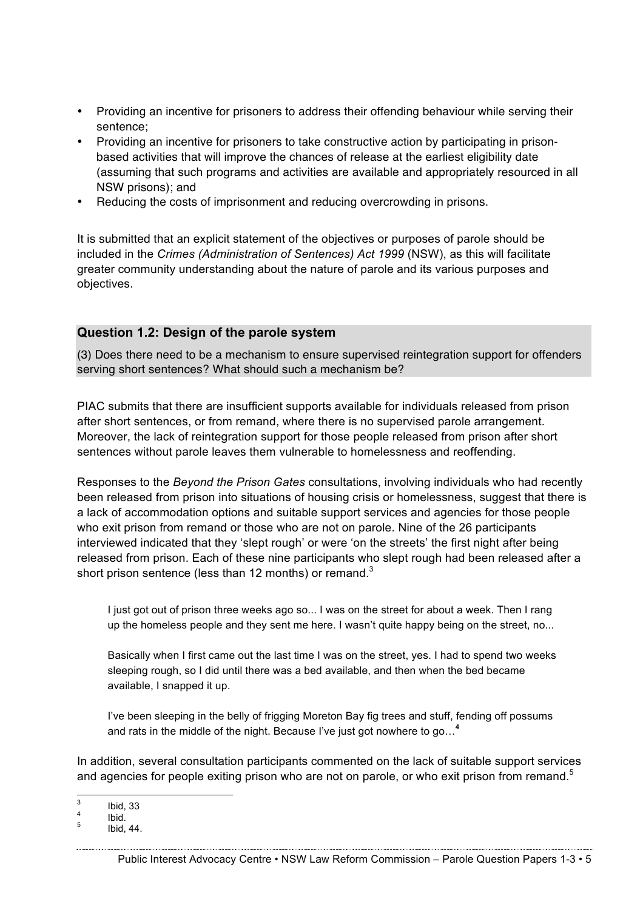- Providing an incentive for prisoners to address their offending behaviour while serving their sentence;
- Providing an incentive for prisoners to take constructive action by participating in prison-based activities that will improve the chances of release at the earliest eligibility date (assuming that such programs and activities are available and appropriately resourced in all NSW prisons); and
- Reducing the costs of imprisonment and reducing overcrowding in prisons.

It is submitted that an explicit statement of the objectives or purposes of parole should be included in the *Crimes (Administration of Sentences) Act 1999* (NSW), as this will facilitate greater community understanding about the nature of parole and its various purposes and objectives.

### Question 1.2: Design of the parole system

(3) Does there need to be a mechanism to ensure supervised reintegration support for offenders serving short sentences? What should such a mechanism be?

PIAC submits that there are insufficient supports available for individuals released from prison after short sentences, or from remand, where there is no supervised parole arrangement. Moreover, the lack of reintegration support for those people released from prison after short sentences without parole leaves them vulnerable to homelessness and reoffending.

Responses to the *Beyond the Prison Gates* consultations, involving individuals who had recently been released from prison into situations of housing crisis or homelessness, suggest that there is a lack of accommodation options and suitable support services and agencies for those people who exit prison from remand or those who are not on parole. Nine of the 26 participants interviewed indicated that they 'slept rough' or were 'on the streets' the first night after being released from prison. Each of these nine participants who slept rough had been released after a short prison sentence (less than 12 months) or remand.[3]

> I just got out of prison three weeks ago so... I was on the street for about a week. Then I rang up the homeless people and they sent me here. I wasn't quite happy being on the street, no...
>
> Basically when I first came out the last time I was on the street, yes. I had to spend two weeks sleeping rough, so I did until there was a bed available, and then when the bed became available, I snapped it up.
>
> I've been sleeping in the belly of frigging Moreton Bay fig trees and stuff, fending off possums and rats in the middle of the night. Because I've just got nowhere to go…[4]

In addition, several consultation participants commented on the lack of suitable support services and agencies for people exiting prison who are not on parole, or who exit prison from remand.[5]

---

[3] Ibid, 33
[4] Ibid.
[5] Ibid, 44.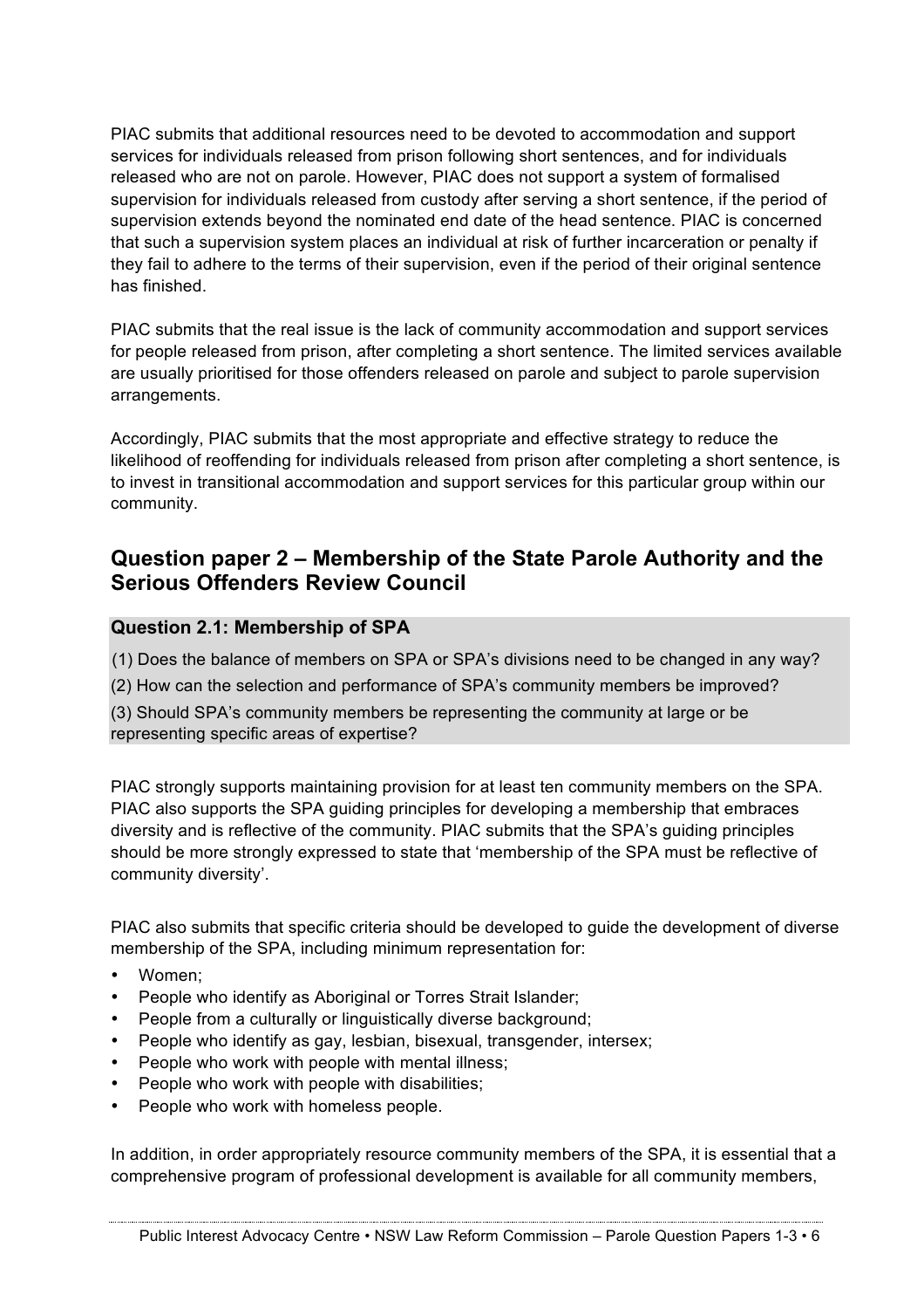PIAC submits that additional resources need to be devoted to accommodation and support services for individuals released from prison following short sentences, and for individuals released who are not on parole. However, PIAC does not support a system of formalised supervision for individuals released from custody after serving a short sentence, if the period of supervision extends beyond the nominated end date of the head sentence. PIAC is concerned that such a supervision system places an individual at risk of further incarceration or penalty if they fail to adhere to the terms of their supervision, even if the period of their original sentence has finished.

PIAC submits that the real issue is the lack of community accommodation and support services for people released from prison, after completing a short sentence. The limited services available are usually prioritised for those offenders released on parole and subject to parole supervision arrangements.

Accordingly, PIAC submits that the most appropriate and effective strategy to reduce the likelihood of reoffending for individuals released from prison after completing a short sentence, is to invest in transitional accommodation and support services for this particular group within our community.

## Question paper 2 – Membership of the State Parole Authority and the Serious Offenders Review Council

### Question 2.1: Membership of SPA

(1) Does the balance of members on SPA or SPA's divisions need to be changed in any way?

(2) How can the selection and performance of SPA's community members be improved?

(3) Should SPA's community members be representing the community at large or be representing specific areas of expertise?

PIAC strongly supports maintaining provision for at least ten community members on the SPA. PIAC also supports the SPA guiding principles for developing a membership that embraces diversity and is reflective of the community. PIAC submits that the SPA's guiding principles should be more strongly expressed to state that 'membership of the SPA must be reflective of community diversity'.

PIAC also submits that specific criteria should be developed to guide the development of diverse membership of the SPA, including minimum representation for:

- Women;
- People who identify as Aboriginal or Torres Strait Islander;
- People from a culturally or linguistically diverse background;
- People who identify as gay, lesbian, bisexual, transgender, intersex;
- People who work with people with mental illness;
- People who work with people with disabilities;
- People who work with homeless people.

In addition, in order appropriately resource community members of the SPA, it is essential that a comprehensive program of professional development is available for all community members,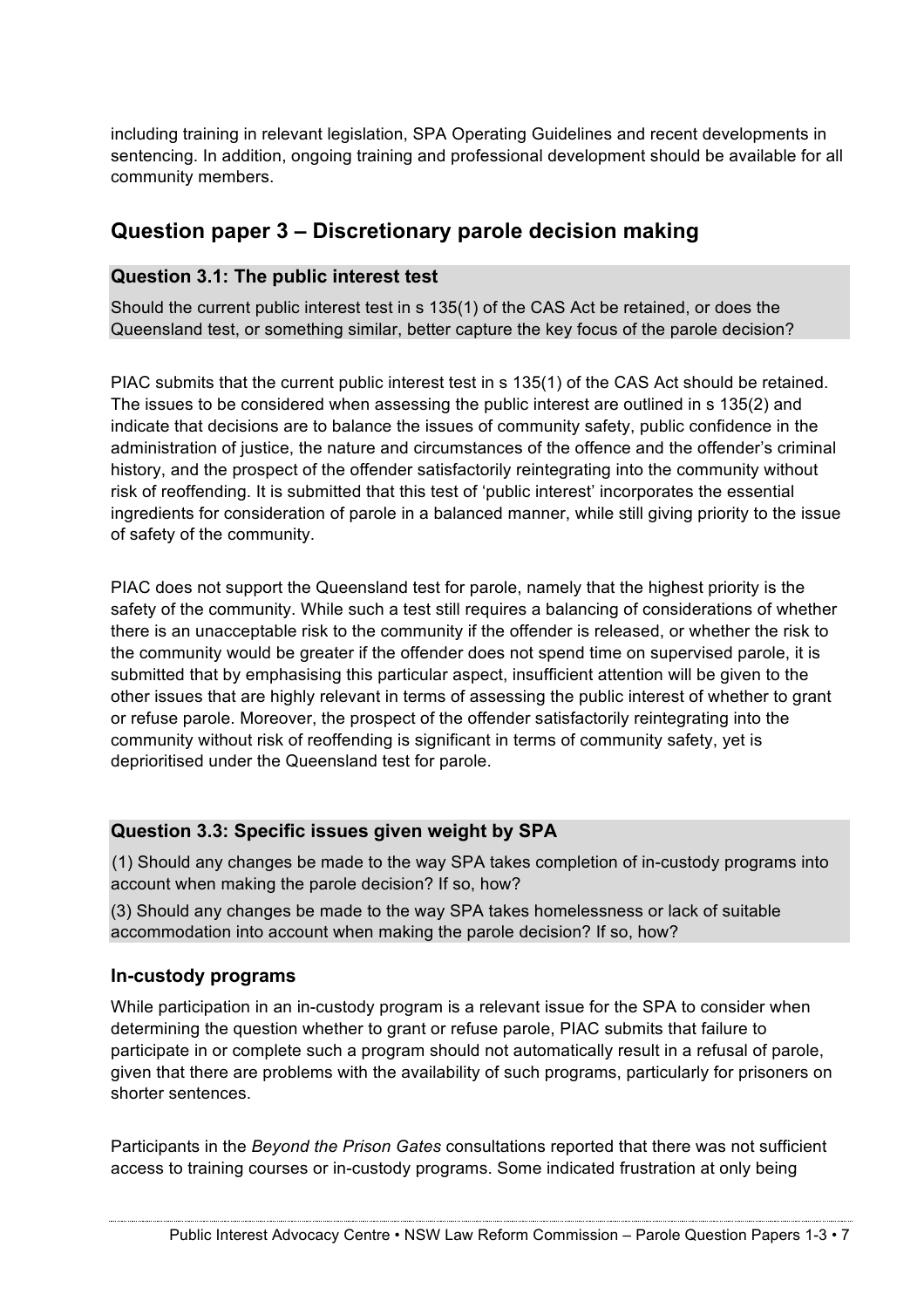including training in relevant legislation, SPA Operating Guidelines and recent developments in sentencing. In addition, ongoing training and professional development should be available for all community members.

## Question paper 3 – Discretionary parole decision making

### Question 3.1: The public interest test

Should the current public interest test in s 135(1) of the CAS Act be retained, or does the Queensland test, or something similar, better capture the key focus of the parole decision?

PIAC submits that the current public interest test in s 135(1) of the CAS Act should be retained. The issues to be considered when assessing the public interest are outlined in s 135(2) and indicate that decisions are to balance the issues of community safety, public confidence in the administration of justice, the nature and circumstances of the offence and the offender's criminal history, and the prospect of the offender satisfactorily reintegrating into the community without risk of reoffending. It is submitted that this test of 'public interest' incorporates the essential ingredients for consideration of parole in a balanced manner, while still giving priority to the issue of safety of the community.

PIAC does not support the Queensland test for parole, namely that the highest priority is the safety of the community. While such a test still requires a balancing of considerations of whether there is an unacceptable risk to the community if the offender is released, or whether the risk to the community would be greater if the offender does not spend time on supervised parole, it is submitted that by emphasising this particular aspect, insufficient attention will be given to the other issues that are highly relevant in terms of assessing the public interest of whether to grant or refuse parole. Moreover, the prospect of the offender satisfactorily reintegrating into the community without risk of reoffending is significant in terms of community safety, yet is deprioritised under the Queensland test for parole.

### Question 3.3: Specific issues given weight by SPA

(1) Should any changes be made to the way SPA takes completion of in-custody programs into account when making the parole decision? If so, how?

(3) Should any changes be made to the way SPA takes homelessness or lack of suitable accommodation into account when making the parole decision? If so, how?

### In-custody programs

While participation in an in-custody program is a relevant issue for the SPA to consider when determining the question whether to grant or refuse parole, PIAC submits that failure to participate in or complete such a program should not automatically result in a refusal of parole, given that there are problems with the availability of such programs, particularly for prisoners on shorter sentences.

Participants in the *Beyond the Prison Gates* consultations reported that there was not sufficient access to training courses or in-custody programs. Some indicated frustration at only being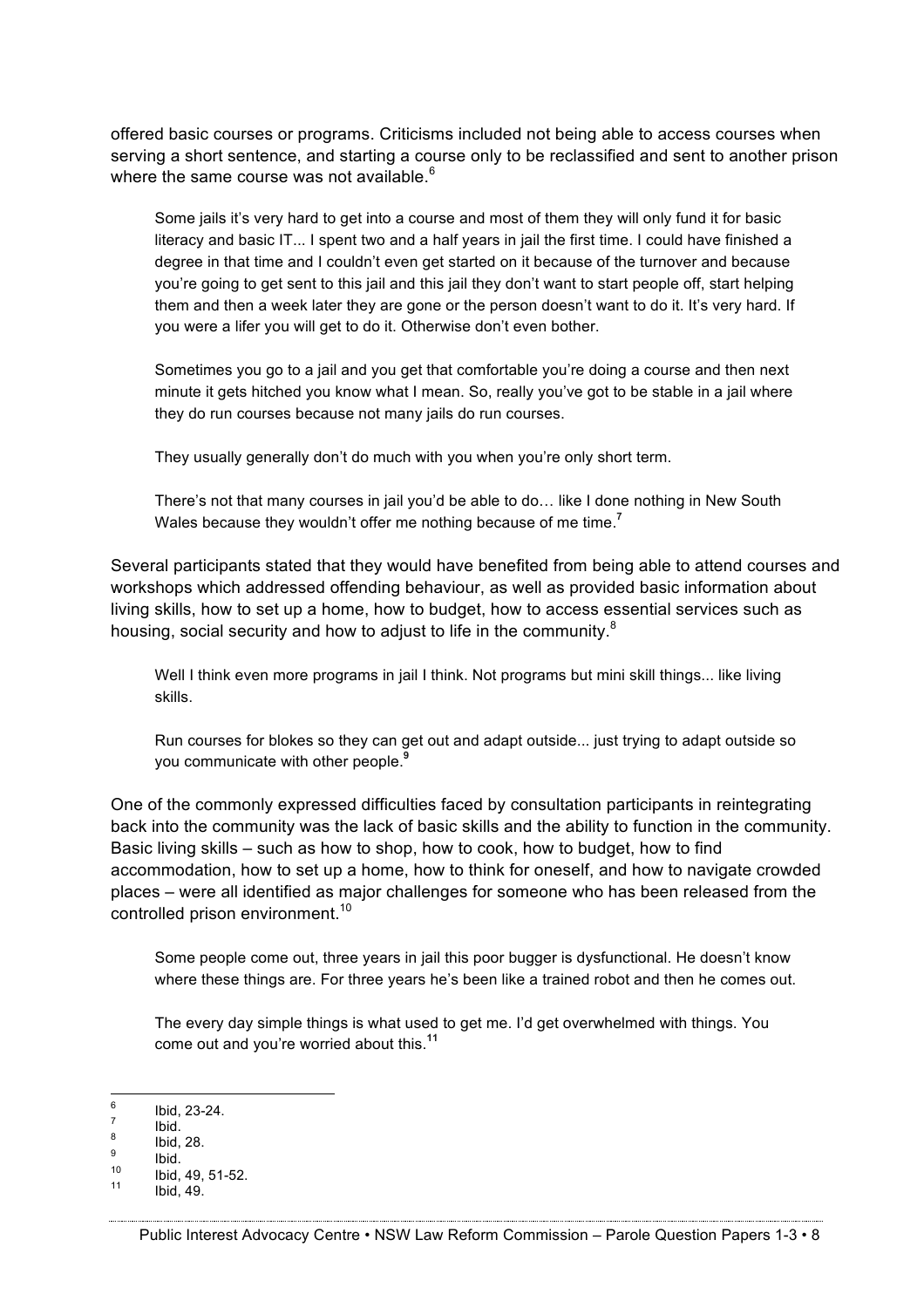offered basic courses or programs. Criticisms included not being able to access courses when serving a short sentence, and starting a course only to be reclassified and sent to another prison where the same course was not available.[6]

> Some jails it's very hard to get into a course and most of them they will only fund it for basic literacy and basic IT... I spent two and a half years in jail the first time. I could have finished a degree in that time and I couldn't even get started on it because of the turnover and because you're going to get sent to this jail and this jail they don't want to start people off, start helping them and then a week later they are gone or the person doesn't want to do it. It's very hard. If you were a lifer you will get to do it. Otherwise don't even bother.
>
> Sometimes you go to a jail and you get that comfortable you're doing a course and then next minute it gets hitched you know what I mean. So, really you've got to be stable in a jail where they do run courses because not many jails do run courses.
>
> They usually generally don't do much with you when you're only short term.
>
> There's not that many courses in jail you'd be able to do… like I done nothing in New South Wales because they wouldn't offer me nothing because of me time.[7]

Several participants stated that they would have benefited from being able to attend courses and workshops which addressed offending behaviour, as well as provided basic information about living skills, how to set up a home, how to budget, how to access essential services such as housing, social security and how to adjust to life in the community.[8]

> Well I think even more programs in jail I think. Not programs but mini skill things... like living skills.
>
> Run courses for blokes so they can get out and adapt outside... just trying to adapt outside so you communicate with other people.[9]

One of the commonly expressed difficulties faced by consultation participants in reintegrating back into the community was the lack of basic skills and the ability to function in the community. Basic living skills – such as how to shop, how to cook, how to budget, how to find accommodation, how to set up a home, how to think for oneself, and how to navigate crowded places – were all identified as major challenges for someone who has been released from the controlled prison environment.[10]

> Some people come out, three years in jail this poor bugger is dysfunctional. He doesn't know where these things are. For three years he's been like a trained robot and then he comes out.
>
> The every day simple things is what used to get me. I'd get overwhelmed with things. You come out and you're worried about this.[11]

---

[6] Ibid, 23-24.
[7] Ibid.
[8] Ibid, 28.
[9] Ibid.
[10] Ibid, 49, 51-52.
[11] Ibid, 49.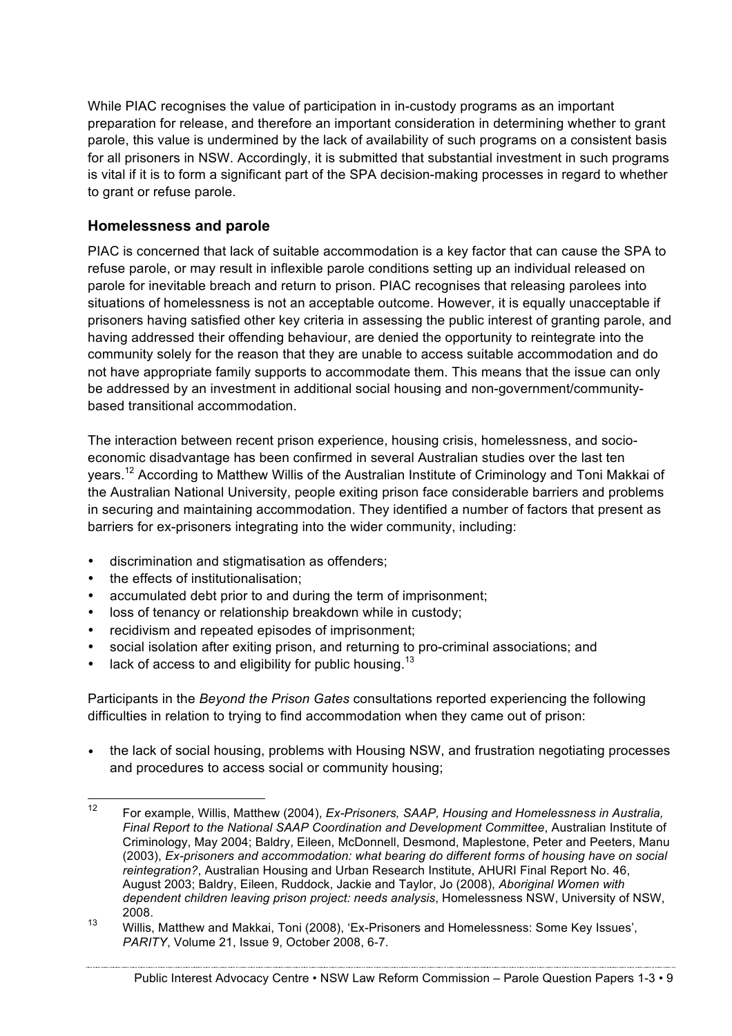While PIAC recognises the value of participation in in-custody programs as an important preparation for release, and therefore an important consideration in determining whether to grant parole, this value is undermined by the lack of availability of such programs on a consistent basis for all prisoners in NSW. Accordingly, it is submitted that substantial investment in such programs is vital if it is to form a significant part of the SPA decision-making processes in regard to whether to grant or refuse parole.

### Homelessness and parole

PIAC is concerned that lack of suitable accommodation is a key factor that can cause the SPA to refuse parole, or may result in inflexible parole conditions setting up an individual released on parole for inevitable breach and return to prison. PIAC recognises that releasing parolees into situations of homelessness is not an acceptable outcome. However, it is equally unacceptable if prisoners having satisfied other key criteria in assessing the public interest of granting parole, and having addressed their offending behaviour, are denied the opportunity to reintegrate into the community solely for the reason that they are unable to access suitable accommodation and do not have appropriate family supports to accommodate them. This means that the issue can only be addressed by an investment in additional social housing and non-government/community-based transitional accommodation.

The interaction between recent prison experience, housing crisis, homelessness, and socio-economic disadvantage has been confirmed in several Australian studies over the last ten years.[12] According to Matthew Willis of the Australian Institute of Criminology and Toni Makkai of the Australian National University, people exiting prison face considerable barriers and problems in securing and maintaining accommodation. They identified a number of factors that present as barriers for ex-prisoners integrating into the wider community, including:

- discrimination and stigmatisation as offenders;
- the effects of institutionalisation;
- accumulated debt prior to and during the term of imprisonment;
- loss of tenancy or relationship breakdown while in custody;
- recidivism and repeated episodes of imprisonment;
- social isolation after exiting prison, and returning to pro-criminal associations; and
- lack of access to and eligibility for public housing.[13]

Participants in the *Beyond the Prison Gates* consultations reported experiencing the following difficulties in relation to trying to find accommodation when they came out of prison:

- the lack of social housing, problems with Housing NSW, and frustration negotiating processes and procedures to access social or community housing;

---

[12] For example, Willis, Matthew (2004), *Ex-Prisoners, SAAP, Housing and Homelessness in Australia, Final Report to the National SAAP Coordination and Development Committee*, Australian Institute of Criminology, May 2004; Baldry, Eileen, McDonnell, Desmond, Maplestone, Peter and Peeters, Manu (2003), *Ex-prisoners and accommodation: what bearing do different forms of housing have on social reintegration?*, Australian Housing and Urban Research Institute, AHURI Final Report No. 46, August 2003; Baldry, Eileen, Ruddock, Jackie and Taylor, Jo (2008), *Aboriginal Women with dependent children leaving prison project: needs analysis*, Homelessness NSW, University of NSW, 2008.

[13] Willis, Matthew and Makkai, Toni (2008), 'Ex-Prisoners and Homelessness: Some Key Issues', *PARITY*, Volume 21, Issue 9, October 2008, 6-7.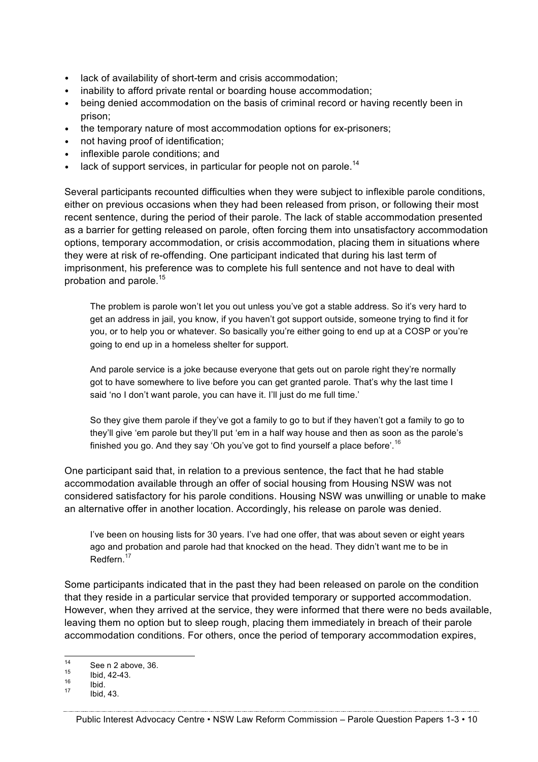- lack of availability of short-term and crisis accommodation;
- inability to afford private rental or boarding house accommodation;
- being denied accommodation on the basis of criminal record or having recently been in prison;
- the temporary nature of most accommodation options for ex-prisoners;
- not having proof of identification;
- inflexible parole conditions; and
- lack of support services, in particular for people not on parole.[14]

Several participants recounted difficulties when they were subject to inflexible parole conditions, either on previous occasions when they had been released from prison, or following their most recent sentence, during the period of their parole. The lack of stable accommodation presented as a barrier for getting released on parole, often forcing them into unsatisfactory accommodation options, temporary accommodation, or crisis accommodation, placing them in situations where they were at risk of re-offending. One participant indicated that during his last term of imprisonment, his preference was to complete his full sentence and not have to deal with probation and parole.[15]

> The problem is parole won't let you out unless you've got a stable address. So it's very hard to get an address in jail, you know, if you haven't got support outside, someone trying to find it for you, or to help you or whatever. So basically you're either going to end up at a COSP or you're going to end up in a homeless shelter for support.
>
> And parole service is a joke because everyone that gets out on parole right they're normally got to have somewhere to live before you can get granted parole. That's why the last time I said 'no I don't want parole, you can have it. I'll just do me full time.'
>
> So they give them parole if they've got a family to go to but if they haven't got a family to go to they'll give 'em parole but they'll put 'em in a half way house and then as soon as the parole's finished you go. And they say 'Oh you've got to find yourself a place before'.[16]

One participant said that, in relation to a previous sentence, the fact that he had stable accommodation available through an offer of social housing from Housing NSW was not considered satisfactory for his parole conditions. Housing NSW was unwilling or unable to make an alternative offer in another location. Accordingly, his release on parole was denied.

> I've been on housing lists for 30 years. I've had one offer, that was about seven or eight years ago and probation and parole had that knocked on the head. They didn't want me to be in Redfern.[17]

Some participants indicated that in the past they had been released on parole on the condition that they reside in a particular service that provided temporary or supported accommodation. However, when they arrived at the service, they were informed that there were no beds available, leaving them no option but to sleep rough, placing them immediately in breach of their parole accommodation conditions. For others, once the period of temporary accommodation expires,

---

[14] See n 2 above, 36.

[15] Ibid, 42-43.

[16] Ibid.

[17] Ibid, 43.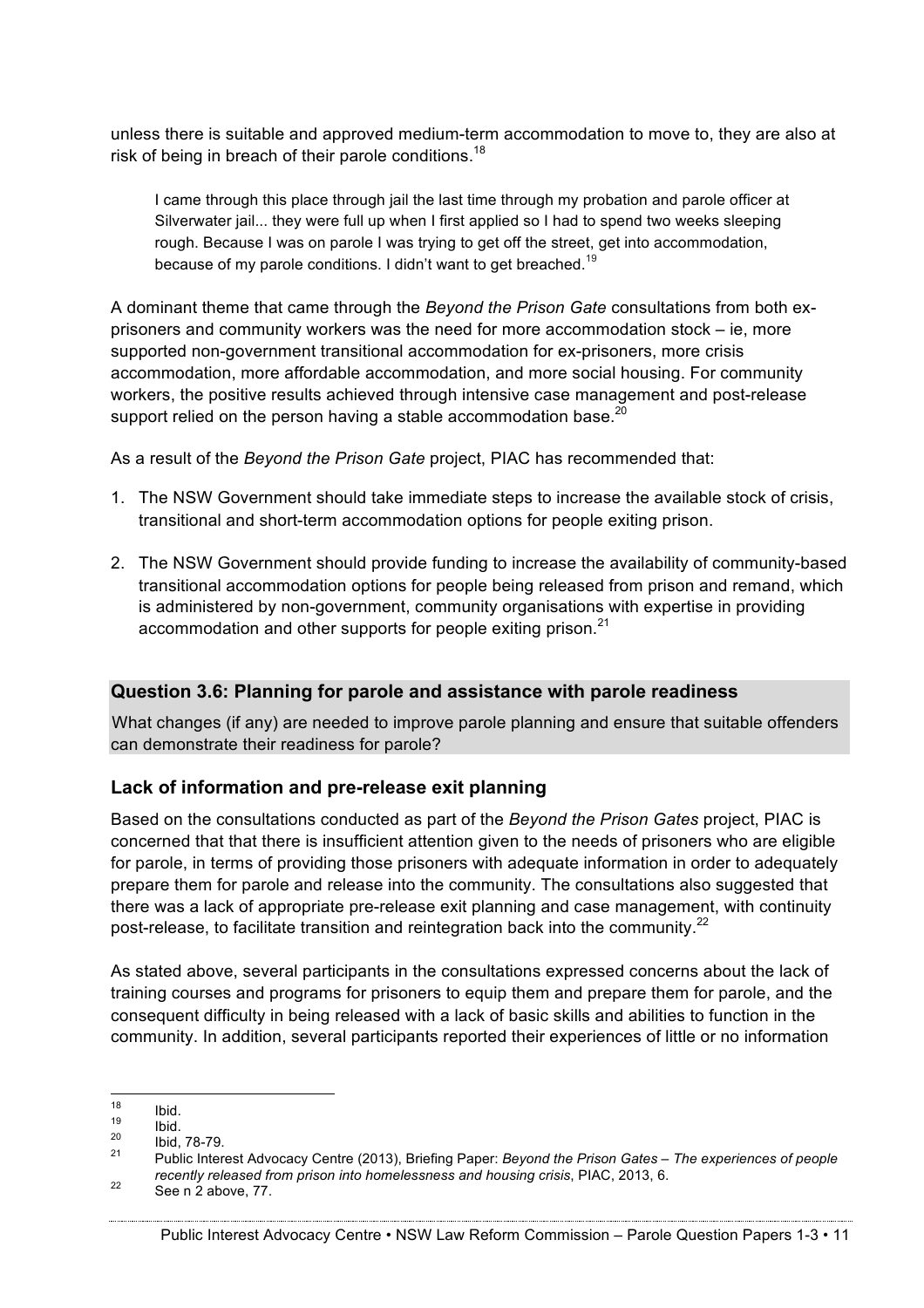unless there is suitable and approved medium-term accommodation to move to, they are also at risk of being in breach of their parole conditions.[18]

> I came through this place through jail the last time through my probation and parole officer at Silverwater jail... they were full up when I first applied so I had to spend two weeks sleeping rough. Because I was on parole I was trying to get off the street, get into accommodation, because of my parole conditions. I didn't want to get breached.[19]

A dominant theme that came through the *Beyond the Prison Gate* consultations from both ex-prisoners and community workers was the need for more accommodation stock – ie, more supported non-government transitional accommodation for ex-prisoners, more crisis accommodation, more affordable accommodation, and more social housing. For community workers, the positive results achieved through intensive case management and post-release support relied on the person having a stable accommodation base.[20]

As a result of the *Beyond the Prison Gate* project, PIAC has recommended that:

1. The NSW Government should take immediate steps to increase the available stock of crisis, transitional and short-term accommodation options for people exiting prison.

2. The NSW Government should provide funding to increase the availability of community-based transitional accommodation options for people being released from prison and remand, which is administered by non-government, community organisations with expertise in providing accommodation and other supports for people exiting prison.[21]

### Question 3.6: Planning for parole and assistance with parole readiness

What changes (if any) are needed to improve parole planning and ensure that suitable offenders can demonstrate their readiness for parole?

### Lack of information and pre-release exit planning

Based on the consultations conducted as part of the *Beyond the Prison Gates* project, PIAC is concerned that that there is insufficient attention given to the needs of prisoners who are eligible for parole, in terms of providing those prisoners with adequate information in order to adequately prepare them for parole and release into the community. The consultations also suggested that there was a lack of appropriate pre-release exit planning and case management, with continuity post-release, to facilitate transition and reintegration back into the community.[22]

As stated above, several participants in the consultations expressed concerns about the lack of training courses and programs for prisoners to equip them and prepare them for parole, and the consequent difficulty in being released with a lack of basic skills and abilities to function in the community. In addition, several participants reported their experiences of little or no information

---

[18] Ibid.

[19] Ibid.

[20] Ibid, 78-79.

[21] Public Interest Advocacy Centre (2013), Briefing Paper: *Beyond the Prison Gates – The experiences of people recently released from prison into homelessness and housing crisis*, PIAC, 2013, 6.

[22] See n 2 above, 77.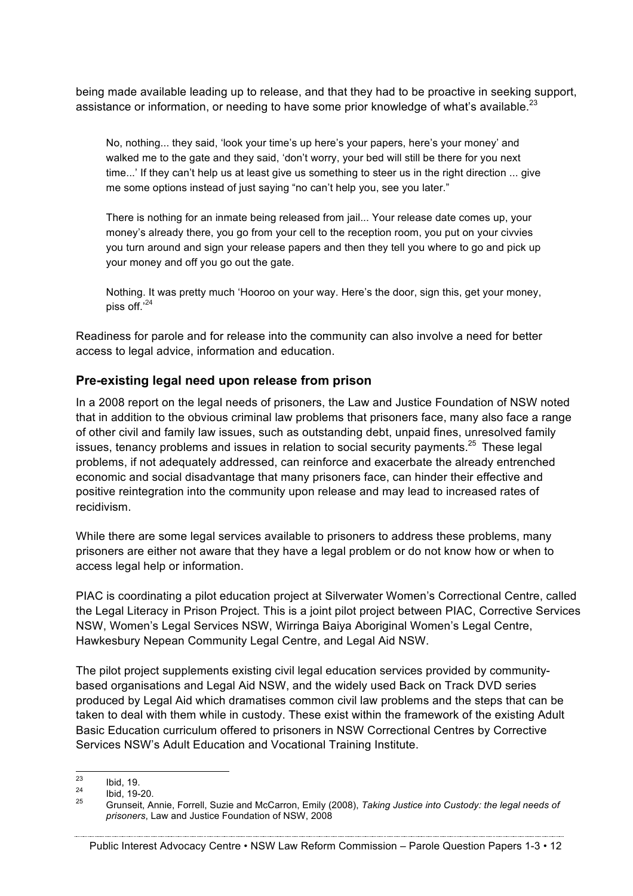being made available leading up to release, and that they had to be proactive in seeking support, assistance or information, or needing to have some prior knowledge of what's available.[23]

> No, nothing... they said, 'look your time's up here's your papers, here's your money' and walked me to the gate and they said, 'don't worry, your bed will still be there for you next time...' If they can't help us at least give us something to steer us in the right direction ... give me some options instead of just saying "no can't help you, see you later."
>
> There is nothing for an inmate being released from jail... Your release date comes up, your money's already there, you go from your cell to the reception room, you put on your civvies you turn around and sign your release papers and then they tell you where to go and pick up your money and off you go out the gate.
>
> Nothing. It was pretty much 'Hooroo on your way. Here's the door, sign this, get your money, piss off.'[24]

Readiness for parole and for release into the community can also involve a need for better access to legal advice, information and education.

### Pre-existing legal need upon release from prison

In a 2008 report on the legal needs of prisoners, the Law and Justice Foundation of NSW noted that in addition to the obvious criminal law problems that prisoners face, many also face a range of other civil and family law issues, such as outstanding debt, unpaid fines, unresolved family issues, tenancy problems and issues in relation to social security payments.[25] These legal problems, if not adequately addressed, can reinforce and exacerbate the already entrenched economic and social disadvantage that many prisoners face, can hinder their effective and positive reintegration into the community upon release and may lead to increased rates of recidivism.

While there are some legal services available to prisoners to address these problems, many prisoners are either not aware that they have a legal problem or do not know how or when to access legal help or information.

PIAC is coordinating a pilot education project at Silverwater Women's Correctional Centre, called the Legal Literacy in Prison Project. This is a joint pilot project between PIAC, Corrective Services NSW, Women's Legal Services NSW, Wirringa Baiya Aboriginal Women's Legal Centre, Hawkesbury Nepean Community Legal Centre, and Legal Aid NSW.

The pilot project supplements existing civil legal education services provided by community-based organisations and Legal Aid NSW, and the widely used Back on Track DVD series produced by Legal Aid which dramatises common civil law problems and the steps that can be taken to deal with them while in custody. These exist within the framework of the existing Adult Basic Education curriculum offered to prisoners in NSW Correctional Centres by Corrective Services NSW's Adult Education and Vocational Training Institute.

---

[23] Ibid, 19.

[24] Ibid, 19-20.

[25] Grunseit, Annie, Forrell, Suzie and McCarron, Emily (2008), *Taking Justice into Custody: the legal needs of prisoners*, Law and Justice Foundation of NSW, 2008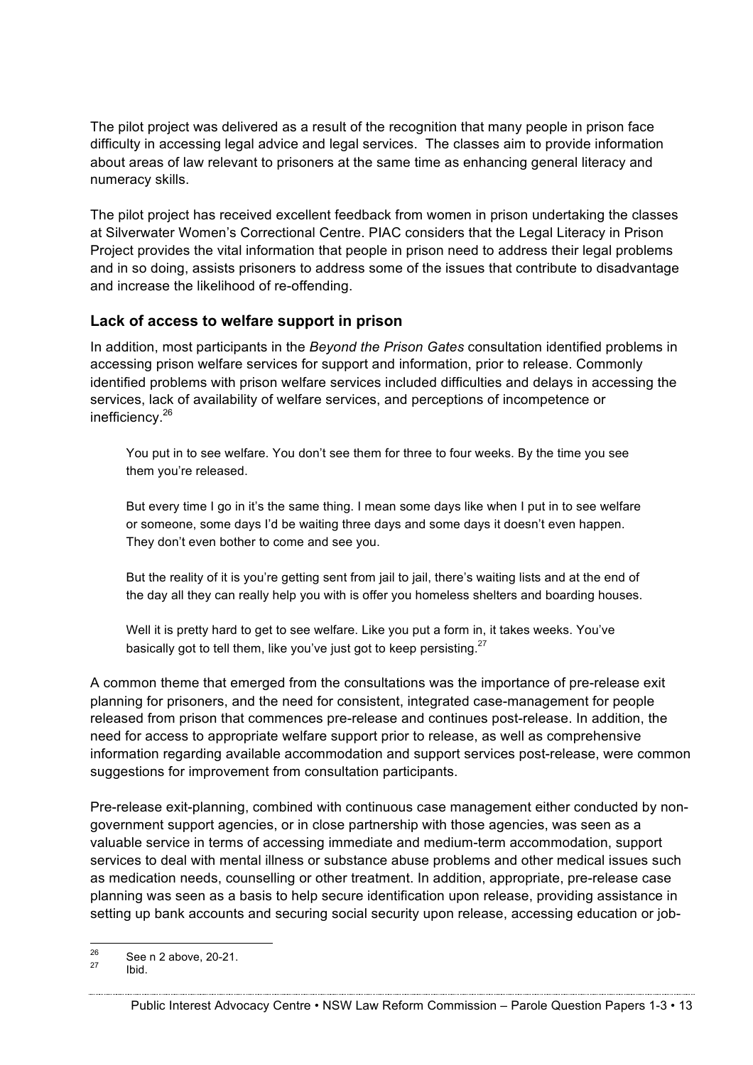The pilot project was delivered as a result of the recognition that many people in prison face difficulty in accessing legal advice and legal services. The classes aim to provide information about areas of law relevant to prisoners at the same time as enhancing general literacy and numeracy skills.

The pilot project has received excellent feedback from women in prison undertaking the classes at Silverwater Women's Correctional Centre. PIAC considers that the Legal Literacy in Prison Project provides the vital information that people in prison need to address their legal problems and in so doing, assists prisoners to address some of the issues that contribute to disadvantage and increase the likelihood of re-offending.

### Lack of access to welfare support in prison

In addition, most participants in the *Beyond the Prison Gates* consultation identified problems in accessing prison welfare services for support and information, prior to release. Commonly identified problems with prison welfare services included difficulties and delays in accessing the services, lack of availability of welfare services, and perceptions of incompetence or inefficiency.[26]

> You put in to see welfare. You don't see them for three to four weeks. By the time you see them you're released.
>
> But every time I go in it's the same thing. I mean some days like when I put in to see welfare or someone, some days I'd be waiting three days and some days it doesn't even happen. They don't even bother to come and see you.
>
> But the reality of it is you're getting sent from jail to jail, there's waiting lists and at the end of the day all they can really help you with is offer you homeless shelters and boarding houses.
>
> Well it is pretty hard to get to see welfare. Like you put a form in, it takes weeks. You've basically got to tell them, like you've just got to keep persisting.[27]

A common theme that emerged from the consultations was the importance of pre-release exit planning for prisoners, and the need for consistent, integrated case-management for people released from prison that commences pre-release and continues post-release. In addition, the need for access to appropriate welfare support prior to release, as well as comprehensive information regarding available accommodation and support services post-release, were common suggestions for improvement from consultation participants.

Pre-release exit-planning, combined with continuous case management either conducted by non-government support agencies, or in close partnership with those agencies, was seen as a valuable service in terms of accessing immediate and medium-term accommodation, support services to deal with mental illness or substance abuse problems and other medical issues such as medication needs, counselling or other treatment. In addition, appropriate, pre-release case planning was seen as a basis to help secure identification upon release, providing assistance in setting up bank accounts and securing social security upon release, accessing education or job-

---

[26] See n 2 above, 20-21.

[27] Ibid.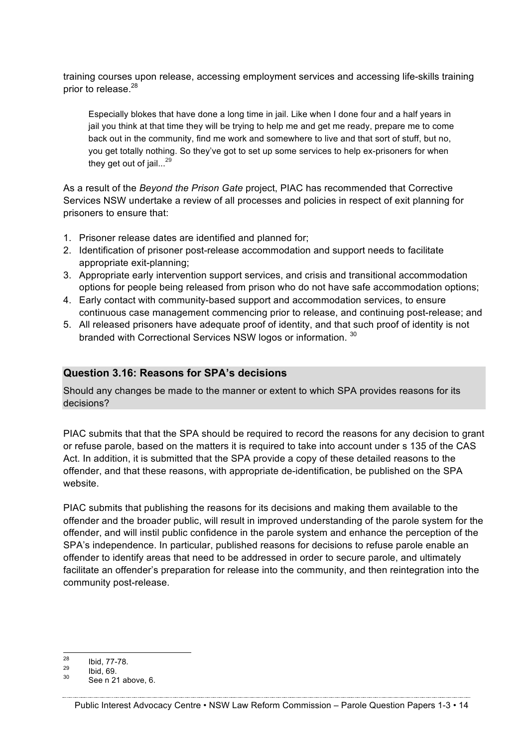training courses upon release, accessing employment services and accessing life-skills training prior to release.[28]

> Especially blokes that have done a long time in jail. Like when I done four and a half years in jail you think at that time they will be trying to help me and get me ready, prepare me to come back out in the community, find me work and somewhere to live and that sort of stuff, but no, you get totally nothing. So they've got to set up some services to help ex-prisoners for when they get out of jail...[29]

As a result of the *Beyond the Prison Gate* project, PIAC has recommended that Corrective Services NSW undertake a review of all processes and policies in respect of exit planning for prisoners to ensure that:

1. Prisoner release dates are identified and planned for;
2. Identification of prisoner post-release accommodation and support needs to facilitate appropriate exit-planning;
3. Appropriate early intervention support services, and crisis and transitional accommodation options for people being released from prison who do not have safe accommodation options;
4. Early contact with community-based support and accommodation services, to ensure continuous case management commencing prior to release, and continuing post-release; and
5. All released prisoners have adequate proof of identity, and that such proof of identity is not branded with Correctional Services NSW logos or information. [30]

## Question 3.16: Reasons for SPA's decisions

Should any changes be made to the manner or extent to which SPA provides reasons for its decisions?

PIAC submits that that the SPA should be required to record the reasons for any decision to grant or refuse parole, based on the matters it is required to take into account under s 135 of the CAS Act. In addition, it is submitted that the SPA provide a copy of these detailed reasons to the offender, and that these reasons, with appropriate de-identification, be published on the SPA website.

PIAC submits that publishing the reasons for its decisions and making them available to the offender and the broader public, will result in improved understanding of the parole system for the offender, and will instil public confidence in the parole system and enhance the perception of the SPA's independence. In particular, published reasons for decisions to refuse parole enable an offender to identify areas that need to be addressed in order to secure parole, and ultimately facilitate an offender's preparation for release into the community, and then reintegration into the community post-release.

---

[28] Ibid, 77-78.

[29] Ibid, 69.

[30] See n 21 above, 6.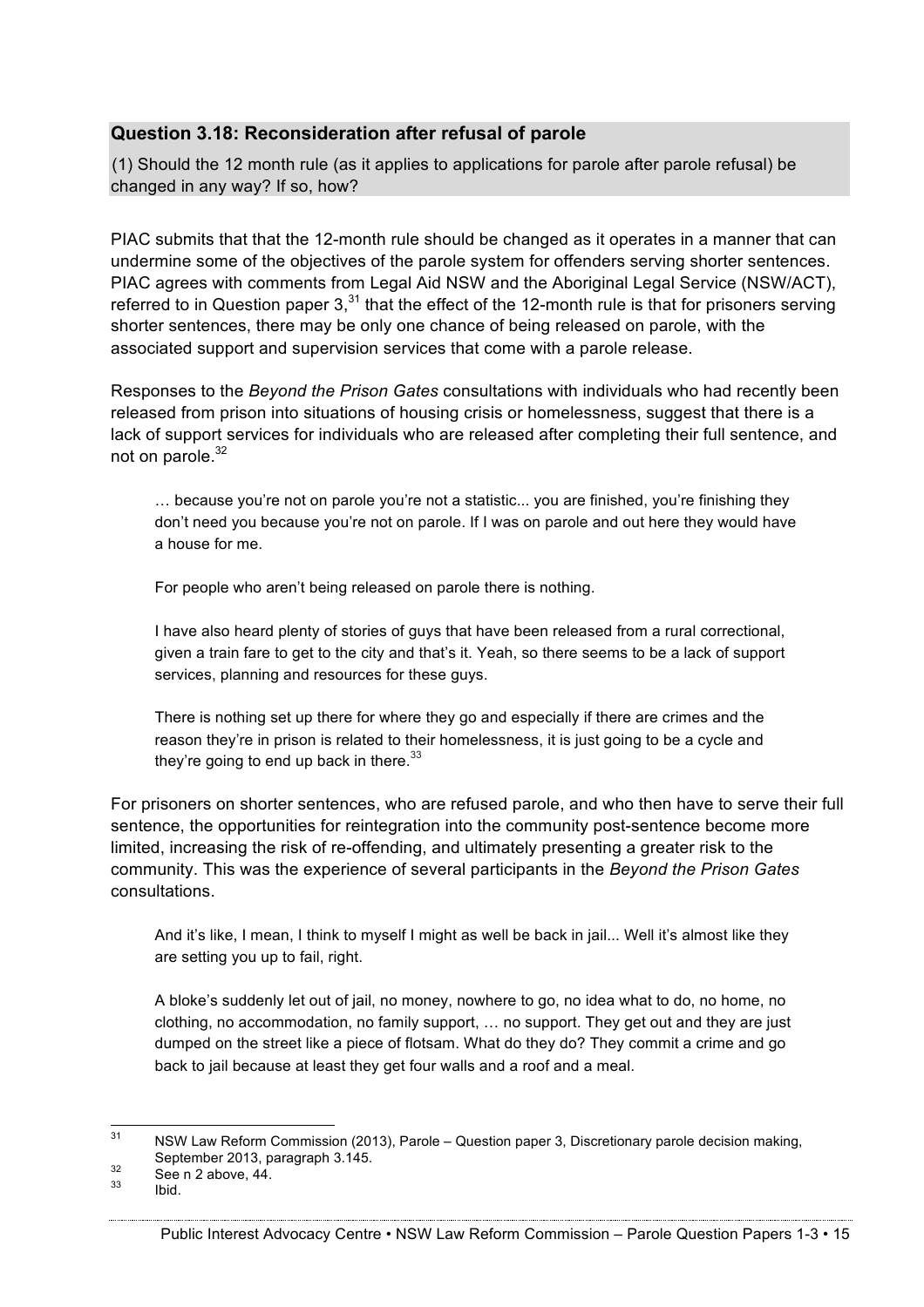## Question 3.18: Reconsideration after refusal of parole

(1) Should the 12 month rule (as it applies to applications for parole after parole refusal) be changed in any way? If so, how?

PIAC submits that that the 12-month rule should be changed as it operates in a manner that can undermine some of the objectives of the parole system for offenders serving shorter sentences. PIAC agrees with comments from Legal Aid NSW and the Aboriginal Legal Service (NSW/ACT), referred to in Question paper 3,[31] that the effect of the 12-month rule is that for prisoners serving shorter sentences, there may be only one chance of being released on parole, with the associated support and supervision services that come with a parole release.

Responses to the *Beyond the Prison Gates* consultations with individuals who had recently been released from prison into situations of housing crisis or homelessness, suggest that there is a lack of support services for individuals who are released after completing their full sentence, and not on parole.[32]

> … because you're not on parole you're not a statistic... you are finished, you're finishing they don't need you because you're not on parole. If I was on parole and out here they would have a house for me.
>
> For people who aren't being released on parole there is nothing.
>
> I have also heard plenty of stories of guys that have been released from a rural correctional, given a train fare to get to the city and that's it. Yeah, so there seems to be a lack of support services, planning and resources for these guys.
>
> There is nothing set up there for where they go and especially if there are crimes and the reason they're in prison is related to their homelessness, it is just going to be a cycle and they're going to end up back in there.[33]

For prisoners on shorter sentences, who are refused parole, and who then have to serve their full sentence, the opportunities for reintegration into the community post-sentence become more limited, increasing the risk of re-offending, and ultimately presenting a greater risk to the community. This was the experience of several participants in the *Beyond the Prison Gates* consultations.

> And it's like, I mean, I think to myself I might as well be back in jail... Well it's almost like they are setting you up to fail, right.
>
> A bloke's suddenly let out of jail, no money, nowhere to go, no idea what to do, no home, no clothing, no accommodation, no family support, … no support. They get out and they are just dumped on the street like a piece of flotsam. What do they do? They commit a crime and go back to jail because at least they get four walls and a roof and a meal.

---

[31] NSW Law Reform Commission (2013), Parole – Question paper 3, Discretionary parole decision making, September 2013, paragraph 3.145.

[32] See n 2 above, 44.

[33] Ibid.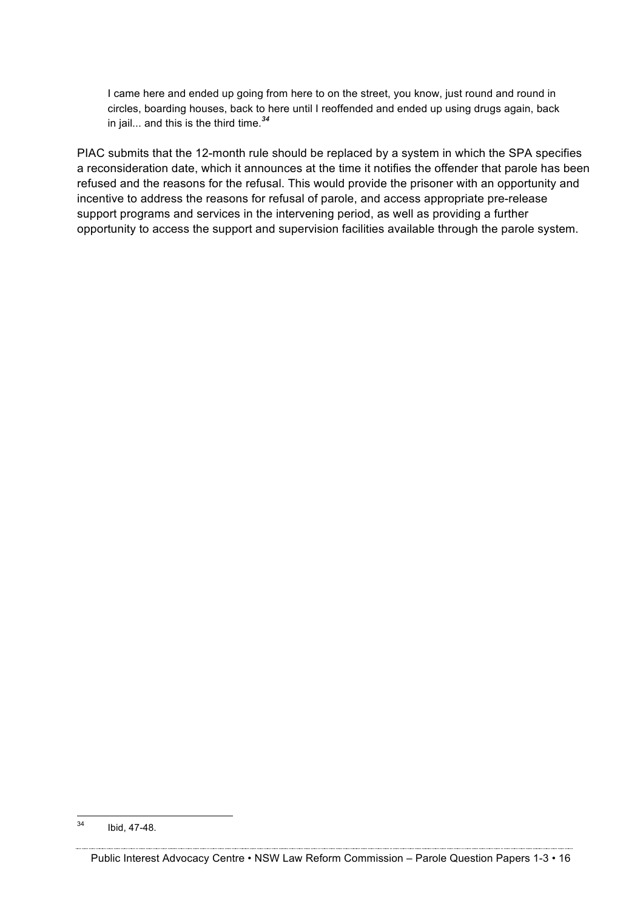> I came here and ended up going from here to on the street, you know, just round and round in circles, boarding houses, back to here until I reoffended and ended up using drugs again, back in jail... and this is the third time.[34]

PIAC submits that the 12-month rule should be replaced by a system in which the SPA specifies a reconsideration date, which it announces at the time it notifies the offender that parole has been refused and the reasons for the refusal. This would provide the prisoner with an opportunity and incentive to address the reasons for refusal of parole, and access appropriate pre-release support programs and services in the intervening period, as well as providing a further opportunity to access the support and supervision facilities available through the parole system.

---

[34] Ibid, 47-48.